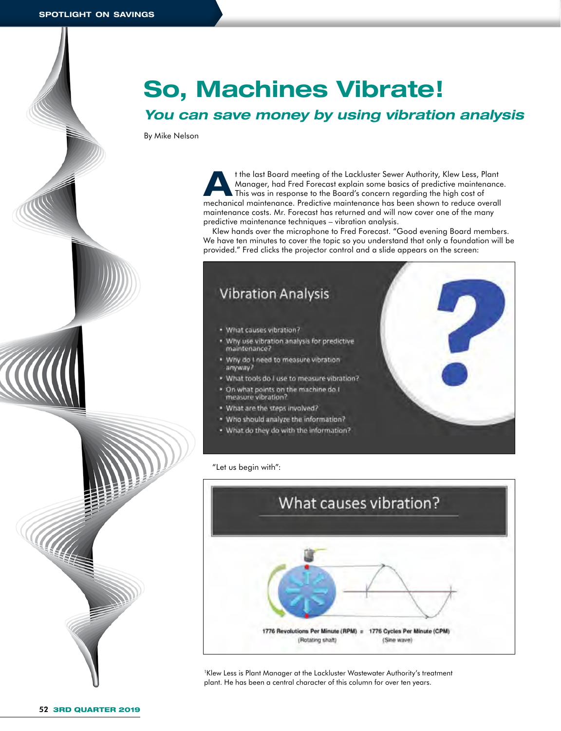# So, Machines Vibrate!

## *You can save money by using vibration analysis*

By Mike Nelson

At the last Board meeting of the Lackluster Sewer Authority, Klew Less, Plant Manager, had Fred Forecast explain some basics of predictive maintenance. This was in response to the Board's concern regarding the high cost of mechanical maintenance. Predictive maintenance has been shown to reduce overall maintenance costs. Mr. Forecast has returned and will now cover one of the many predictive maintenance techniques – vibration analysis.

Klew hands over the microphone to Fred Forecast. "Good evening Board members. We have ten minutes to cover the topic so you understand that only a foundation will be provided." Fred clicks the projector control and a slide appears on the screen:

**Vibration Analysis**

- What causes vibration?
- Why use vibration analysis for predictive maintenance?
- Why do I need to measure vibration anyway?
- What tools do I use to measure vibration?
- On what points on the machine do I measure vibration?
- What are the steps involved?
- Who should analyze the information?
- What do they do with the information?

"Let us begin with":

**What causes vibration?**

1776 Revolutions Per Minute (RPM) = 1776 Cycles Per Minute (CPM)
(Rotating shaft) (Sine wave)

[1]Klew Less is Plant Manager at the Lackluster Wastewater Authority's treatment plant. He has been a central character of this column for over ten years.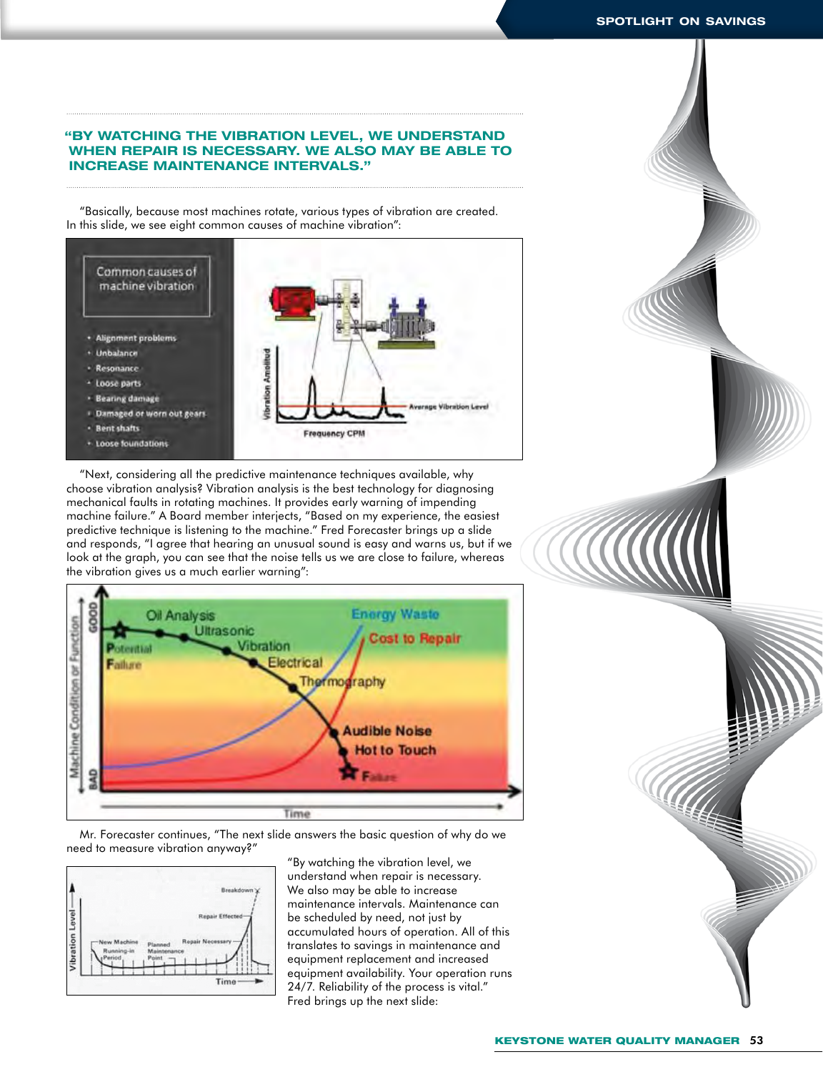**"BY WATCHING THE VIBRATION LEVEL, WE UNDERSTAND WHEN REPAIR IS NECESSARY. WE ALSO MAY BE ABLE TO INCREASE MAINTENANCE INTERVALS."**

"Basically, because most machines rotate, various types of vibration are created. In this slide, we see eight common causes of machine vibration":

Common causes of machine vibration

- Alignment problems
- Unbalance
- Resonance
- Loose parts
- Bearing damage
- Damaged or worn out gears
- Bent shafts
- Loose foundations

"Next, considering all the predictive maintenance techniques available, why choose vibration analysis? Vibration analysis is the best technology for diagnosing mechanical faults in rotating machines. It provides early warning of impending machine failure." A Board member interjects, "Based on my experience, the easiest predictive technique is listening to the machine." Fred Forecaster brings up a slide and responds, "I agree that hearing an unusual sound is easy and warns us, but if we look at the graph, you can see that the noise tells us we are close to failure, whereas the vibration gives us a much earlier warning":

Mr. Forecaster continues, "The next slide answers the basic question of why do we need to measure vibration anyway?"

"By watching the vibration level, we understand when repair is necessary. We also may be able to increase maintenance intervals. Maintenance can be scheduled by need, not just by accumulated hours of operation. All of this translates to savings in maintenance and equipment replacement and increased equipment availability. Your operation runs 24/7. Reliability of the process is vital." Fred brings up the next slide: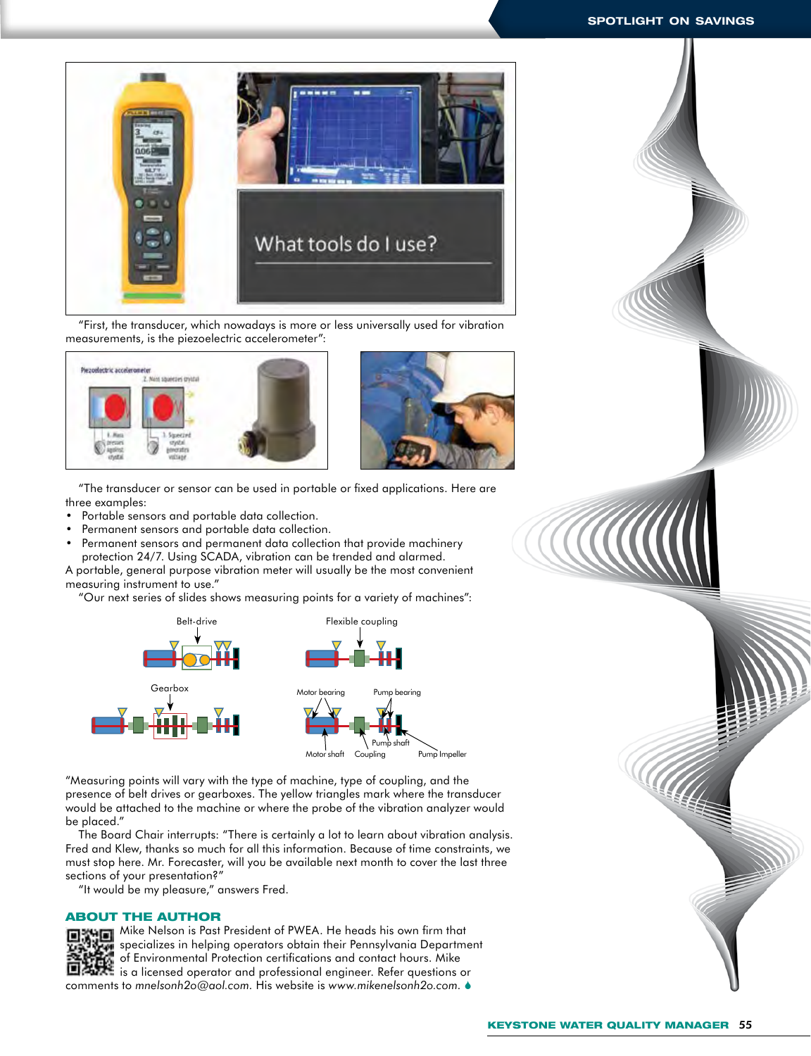“First, the transducer, which nowadays is more or less universally used for vibration measurements, is the piezoelectric accelerometer”:

“The transducer or sensor can be used in portable or fixed applications. Here are three examples:

- Portable sensors and portable data collection.
- Permanent sensors and portable data collection.
- Permanent sensors and permanent data collection that provide machinery protection 24/7. Using SCADA, vibration can be trended and alarmed.

A portable, general purpose vibration meter will usually be the most convenient measuring instrument to use.”

“Our next series of slides shows measuring points for a variety of machines”:

Belt-drive

Flexible coupling

Gearbox

Motor bearing

Pump bearing

Pump shaft

Motor shaft

Coupling

Pump Impeller

“Measuring points will vary with the type of machine, type of coupling, and the presence of belt drives or gearboxes. The yellow triangles mark where the transducer would be attached to the machine or where the probe of the vibration analyzer would be placed.”

The Board Chair interrupts: “There is certainly a lot to learn about vibration analysis. Fred and Klew, thanks so much for all this information. Because of time constraints, we must stop here. Mr. Forecaster, will you be available next month to cover the last three sections of your presentation?”

“It would be my pleasure,” answers Fred.

## ABOUT THE AUTHOR

Mike Nelson is Past President of PWEA. He heads his own firm that specializes in helping operators obtain their Pennsylvania Department of Environmental Protection certifications and contact hours. Mike is a licensed operator and professional engineer. Refer questions or comments to *mnelsonh2o@aol.com*. His website is *www.mikenelsonh2o.com*.